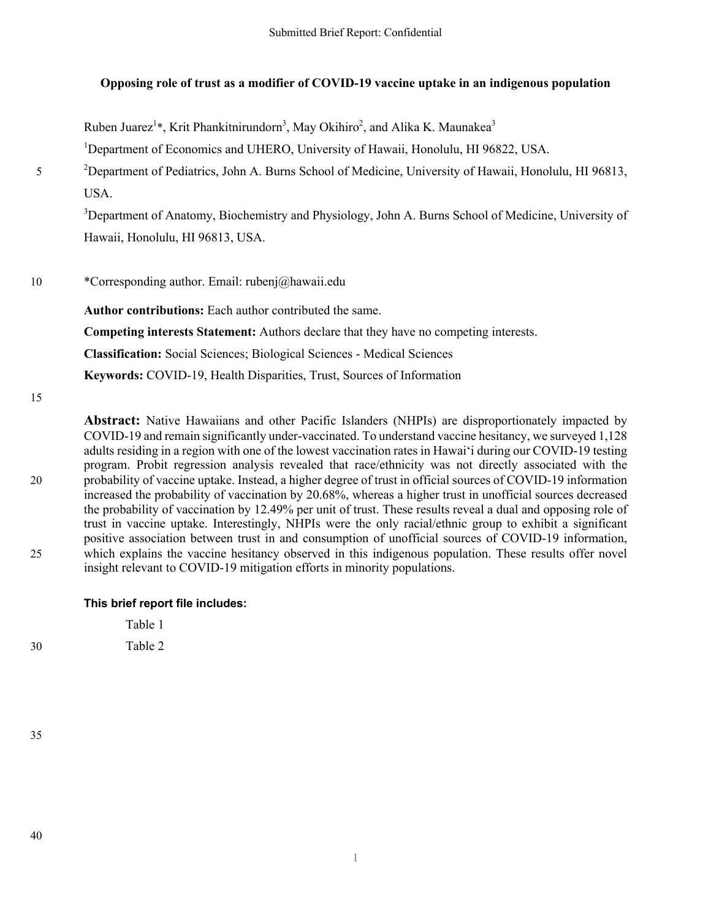# Opposing role of trust as a modifier of COVID-19 vaccine uptake in an indigenous population

Ruben Juarez[1]*, Krit Phankitnirundorn[3], May Okihiro[2], and Alika K. Maunakea[3]

[1]Department of Economics and UHERO, University of Hawaii, Honolulu, HI 96822, USA.

[2]Department of Pediatrics, John A. Burns School of Medicine, University of Hawaii, Honolulu, HI 96813, USA.

[3]Department of Anatomy, Biochemistry and Physiology, John A. Burns School of Medicine, University of Hawaii, Honolulu, HI 96813, USA.

*Corresponding author. Email: rubenj@hawaii.edu

**Author contributions:** Each author contributed the same.

**Competing interests Statement:** Authors declare that they have no competing interests.

**Classification:** Social Sciences; Biological Sciences - Medical Sciences

**Keywords:** COVID-19, Health Disparities, Trust, Sources of Information

**Abstract:** Native Hawaiians and other Pacific Islanders (NHPIs) are disproportionately impacted by COVID-19 and remain significantly under-vaccinated. To understand vaccine hesitancy, we surveyed 1,128 adults residing in a region with one of the lowest vaccination rates in Hawai'i during our COVID-19 testing program. Probit regression analysis revealed that race/ethnicity was not directly associated with the probability of vaccine uptake. Instead, a higher degree of trust in official sources of COVID-19 information increased the probability of vaccination by 20.68%, whereas a higher trust in unofficial sources decreased the probability of vaccination by 12.49% per unit of trust. These results reveal a dual and opposing role of trust in vaccine uptake. Interestingly, NHPIs were the only racial/ethnic group to exhibit a significant positive association between trust in and consumption of unofficial sources of COVID-19 information, which explains the vaccine hesitancy observed in this indigenous population. These results offer novel insight relevant to COVID-19 mitigation efforts in minority populations.

**This brief report file includes:**

Table 1

Table 2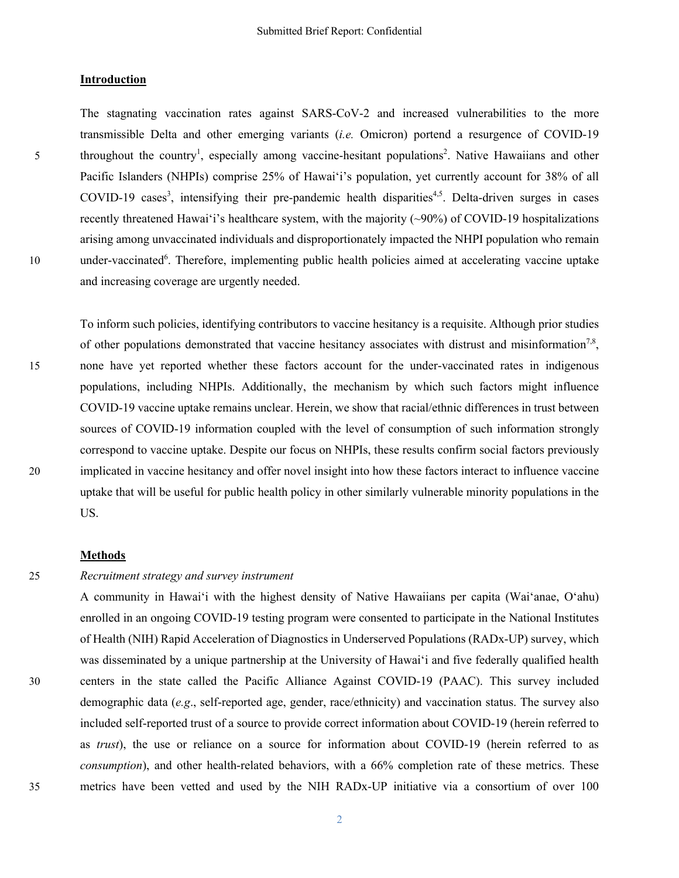## Introduction

The stagnating vaccination rates against SARS-CoV-2 and increased vulnerabilities to the more transmissible Delta and other emerging variants (*i.e.* Omicron) portend a resurgence of COVID-19 throughout the country[1], especially among vaccine-hesitant populations[2]. Native Hawaiians and other Pacific Islanders (NHPIs) comprise 25% of Hawaiʻi's population, yet currently account for 38% of all COVID-19 cases[3], intensifying their pre-pandemic health disparities[4,5]. Delta-driven surges in cases recently threatened Hawaiʻi's healthcare system, with the majority (~90%) of COVID-19 hospitalizations arising among unvaccinated individuals and disproportionately impacted the NHPI population who remain under-vaccinated[6]. Therefore, implementing public health policies aimed at accelerating vaccine uptake and increasing coverage are urgently needed.

To inform such policies, identifying contributors to vaccine hesitancy is a requisite. Although prior studies of other populations demonstrated that vaccine hesitancy associates with distrust and misinformation[7,8], none have yet reported whether these factors account for the under-vaccinated rates in indigenous populations, including NHPIs. Additionally, the mechanism by which such factors might influence COVID-19 vaccine uptake remains unclear. Herein, we show that racial/ethnic differences in trust between sources of COVID-19 information coupled with the level of consumption of such information strongly correspond to vaccine uptake. Despite our focus on NHPIs, these results confirm social factors previously implicated in vaccine hesitancy and offer novel insight into how these factors interact to influence vaccine uptake that will be useful for public health policy in other similarly vulnerable minority populations in the US.

## Methods

*Recruitment strategy and survey instrument*

A community in Hawaiʻi with the highest density of Native Hawaiians per capita (Waiʻanae, Oʻahu) enrolled in an ongoing COVID-19 testing program were consented to participate in the National Institutes of Health (NIH) Rapid Acceleration of Diagnostics in Underserved Populations (RADx-UP) survey, which was disseminated by a unique partnership at the University of Hawaiʻi and five federally qualified health centers in the state called the Pacific Alliance Against COVID-19 (PAAC). This survey included demographic data (*e.g*., self-reported age, gender, race/ethnicity) and vaccination status. The survey also included self-reported trust of a source to provide correct information about COVID-19 (herein referred to as *trust*), the use or reliance on a source for information about COVID-19 (herein referred to as *consumption*), and other health-related behaviors, with a 66% completion rate of these metrics. These metrics have been vetted and used by the NIH RADx-UP initiative via a consortium of over 100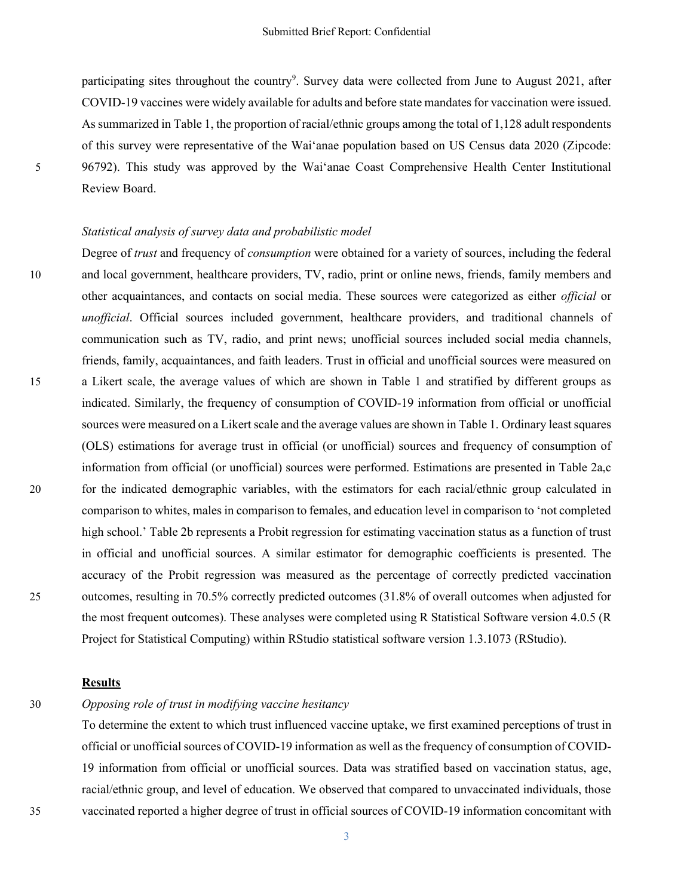participating sites throughout the country[9]. Survey data were collected from June to August 2021, after COVID-19 vaccines were widely available for adults and before state mandates for vaccination were issued. As summarized in Table 1, the proportion of racial/ethnic groups among the total of 1,128 adult respondents of this survey were representative of the Wai‘anae population based on US Census data 2020 (Zipcode: 96792). This study was approved by the Wai‘anae Coast Comprehensive Health Center Institutional Review Board.

*Statistical analysis of survey data and probabilistic model*

Degree of *trust* and frequency of *consumption* were obtained for a variety of sources, including the federal and local government, healthcare providers, TV, radio, print or online news, friends, family members and other acquaintances, and contacts on social media. These sources were categorized as either *official* or *unofficial*. Official sources included government, healthcare providers, and traditional channels of communication such as TV, radio, and print news; unofficial sources included social media channels, friends, family, acquaintances, and faith leaders. Trust in official and unofficial sources were measured on a Likert scale, the average values of which are shown in Table 1 and stratified by different groups as indicated. Similarly, the frequency of consumption of COVID-19 information from official or unofficial sources were measured on a Likert scale and the average values are shown in Table 1. Ordinary least squares (OLS) estimations for average trust in official (or unofficial) sources and frequency of consumption of information from official (or unofficial) sources were performed. Estimations are presented in Table 2a,c for the indicated demographic variables, with the estimators for each racial/ethnic group calculated in comparison to whites, males in comparison to females, and education level in comparison to ‘not completed high school.’ Table 2b represents a Probit regression for estimating vaccination status as a function of trust in official and unofficial sources. A similar estimator for demographic coefficients is presented. The accuracy of the Probit regression was measured as the percentage of correctly predicted vaccination outcomes, resulting in 70.5% correctly predicted outcomes (31.8% of overall outcomes when adjusted for the most frequent outcomes). These analyses were completed using R Statistical Software version 4.0.5 (R Project for Statistical Computing) within RStudio statistical software version 1.3.1073 (RStudio).

## Results

*Opposing role of trust in modifying vaccine hesitancy*

To determine the extent to which trust influenced vaccine uptake, we first examined perceptions of trust in official or unofficial sources of COVID-19 information as well as the frequency of consumption of COVID-19 information from official or unofficial sources. Data was stratified based on vaccination status, age, racial/ethnic group, and level of education. We observed that compared to unvaccinated individuals, those vaccinated reported a higher degree of trust in official sources of COVID-19 information concomitant with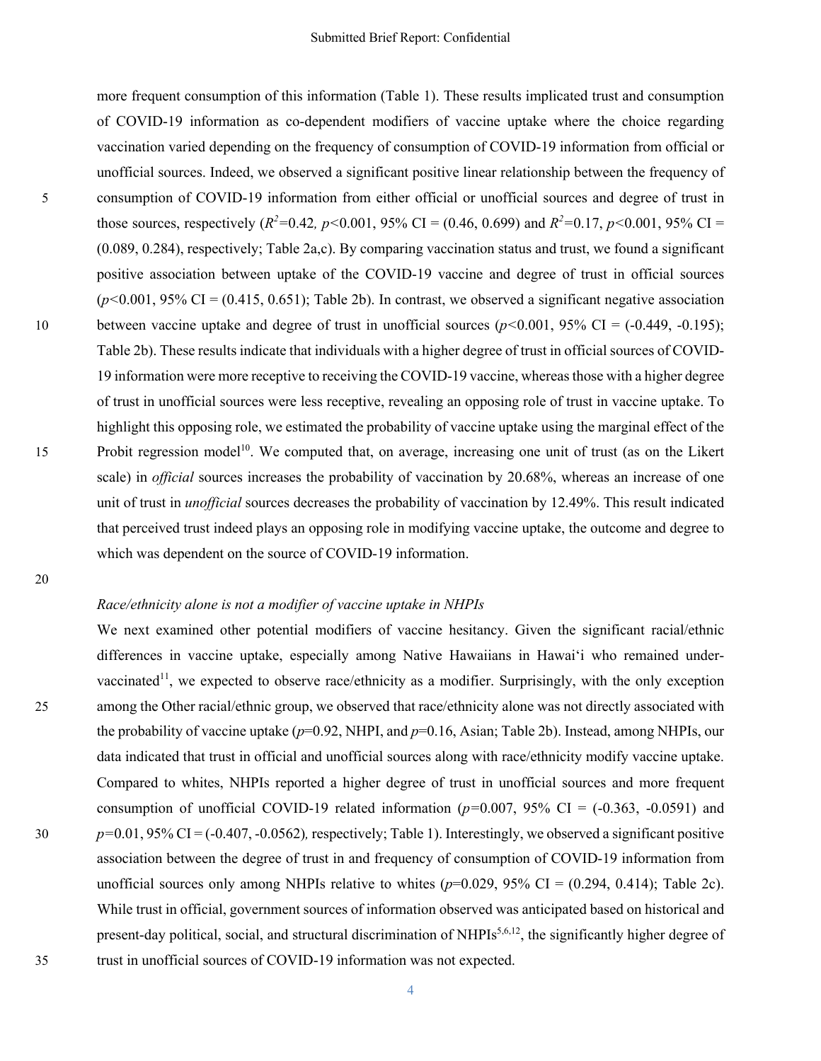more frequent consumption of this information (Table 1). These results implicated trust and consumption of COVID-19 information as co-dependent modifiers of vaccine uptake where the choice regarding vaccination varied depending on the frequency of consumption of COVID-19 information from official or unofficial sources. Indeed, we observed a significant positive linear relationship between the frequency of consumption of COVID-19 information from either official or unofficial sources and degree of trust in those sources, respectively ($R^2$=0.42, $p$<0.001, 95% CI = (0.46, 0.699) and $R^2$=0.17, $p$<0.001, 95% CI = (0.089, 0.284), respectively; Table 2a,c). By comparing vaccination status and trust, we found a significant positive association between uptake of the COVID-19 vaccine and degree of trust in official sources ($p$<0.001, 95% CI = (0.415, 0.651); Table 2b). In contrast, we observed a significant negative association between vaccine uptake and degree of trust in unofficial sources ($p$<0.001, 95% CI = (-0.449, -0.195); Table 2b). These results indicate that individuals with a higher degree of trust in official sources of COVID-19 information were more receptive to receiving the COVID-19 vaccine, whereas those with a higher degree of trust in unofficial sources were less receptive, revealing an opposing role of trust in vaccine uptake. To highlight this opposing role, we estimated the probability of vaccine uptake using the marginal effect of the Probit regression model[10]. We computed that, on average, increasing one unit of trust (as on the Likert scale) in *official* sources increases the probability of vaccination by 20.68%, whereas an increase of one unit of trust in *unofficial* sources decreases the probability of vaccination by 12.49%. This result indicated that perceived trust indeed plays an opposing role in modifying vaccine uptake, the outcome and degree to which was dependent on the source of COVID-19 information.

*Race/ethnicity alone is not a modifier of vaccine uptake in NHPIs*

We next examined other potential modifiers of vaccine hesitancy. Given the significant racial/ethnic differences in vaccine uptake, especially among Native Hawaiians in Hawai'i who remained under-vaccinated[11], we expected to observe race/ethnicity as a modifier. Surprisingly, with the only exception among the Other racial/ethnic group, we observed that race/ethnicity alone was not directly associated with the probability of vaccine uptake ($p$=0.92, NHPI, and $p$=0.16, Asian; Table 2b). Instead, among NHPIs, our data indicated that trust in official and unofficial sources along with race/ethnicity modify vaccine uptake. Compared to whites, NHPIs reported a higher degree of trust in unofficial sources and more frequent consumption of unofficial COVID-19 related information ($p$=0.007, 95% CI = (-0.363, -0.0591) and $p$=0.01, 95% CI = (-0.407, -0.0562), respectively; Table 1). Interestingly, we observed a significant positive association between the degree of trust in and frequency of consumption of COVID-19 information from unofficial sources only among NHPIs relative to whites ($p$=0.029, 95% CI = (0.294, 0.414); Table 2c). While trust in official, government sources of information observed was anticipated based on historical and present-day political, social, and structural discrimination of NHPIs[5,6,12], the significantly higher degree of trust in unofficial sources of COVID-19 information was not expected.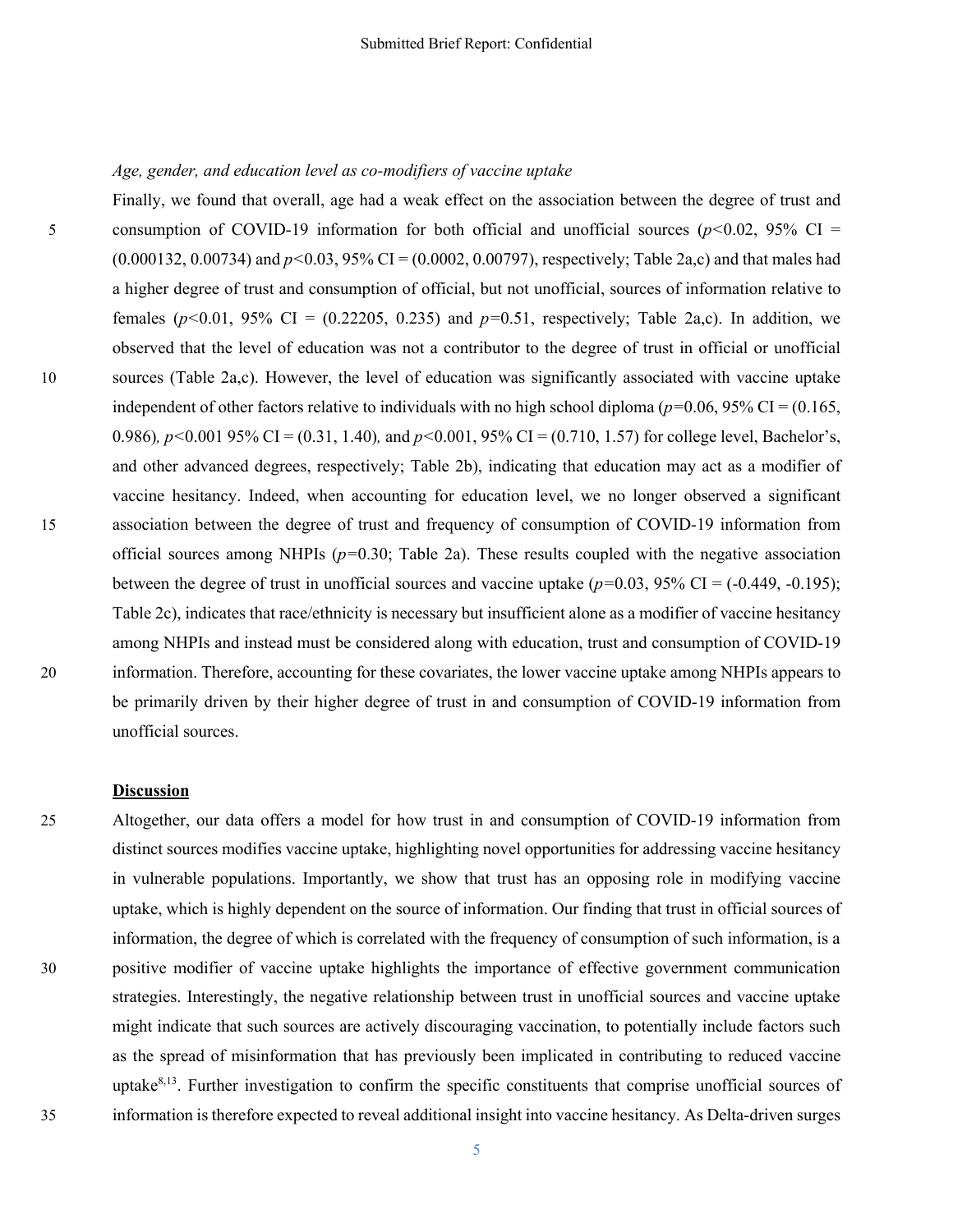*Age, gender, and education level as co-modifiers of vaccine uptake*

Finally, we found that overall, age had a weak effect on the association between the degree of trust and consumption of COVID-19 information for both official and unofficial sources ($p<0.02$, 95% CI = (0.000132, 0.00734) and $p<0.03$, 95% CI = (0.0002, 0.00797), respectively; Table 2a,c) and that males had a higher degree of trust and consumption of official, but not unofficial, sources of information relative to females ($p<0.01$, 95% CI = (0.22205, 0.235) and $p=0.51$, respectively; Table 2a,c). In addition, we observed that the level of education was not a contributor to the degree of trust in official or unofficial sources (Table 2a,c). However, the level of education was significantly associated with vaccine uptake independent of other factors relative to individuals with no high school diploma ($p=0.06$, 95% CI = (0.165, 0.986), $p<0.001$ 95% CI = (0.31, 1.40), and $p<0.001$, 95% CI = (0.710, 1.57) for college level, Bachelor's, and other advanced degrees, respectively; Table 2b), indicating that education may act as a modifier of vaccine hesitancy. Indeed, when accounting for education level, we no longer observed a significant association between the degree of trust and frequency of consumption of COVID-19 information from official sources among NHPIs ($p=0.30$; Table 2a). These results coupled with the negative association between the degree of trust in unofficial sources and vaccine uptake ($p=0.03$, 95% CI = (-0.449, -0.195); Table 2c), indicates that race/ethnicity is necessary but insufficient alone as a modifier of vaccine hesitancy among NHPIs and instead must be considered along with education, trust and consumption of COVID-19 information. Therefore, accounting for these covariates, the lower vaccine uptake among NHPIs appears to be primarily driven by their higher degree of trust in and consumption of COVID-19 information from unofficial sources.

## Discussion

Altogether, our data offers a model for how trust in and consumption of COVID-19 information from distinct sources modifies vaccine uptake, highlighting novel opportunities for addressing vaccine hesitancy in vulnerable populations. Importantly, we show that trust has an opposing role in modifying vaccine uptake, which is highly dependent on the source of information. Our finding that trust in official sources of information, the degree of which is correlated with the frequency of consumption of such information, is a positive modifier of vaccine uptake highlights the importance of effective government communication strategies. Interestingly, the negative relationship between trust in unofficial sources and vaccine uptake might indicate that such sources are actively discouraging vaccination, to potentially include factors such as the spread of misinformation that has previously been implicated in contributing to reduced vaccine uptake[8,13]. Further investigation to confirm the specific constituents that comprise unofficial sources of information is therefore expected to reveal additional insight into vaccine hesitancy. As Delta-driven surges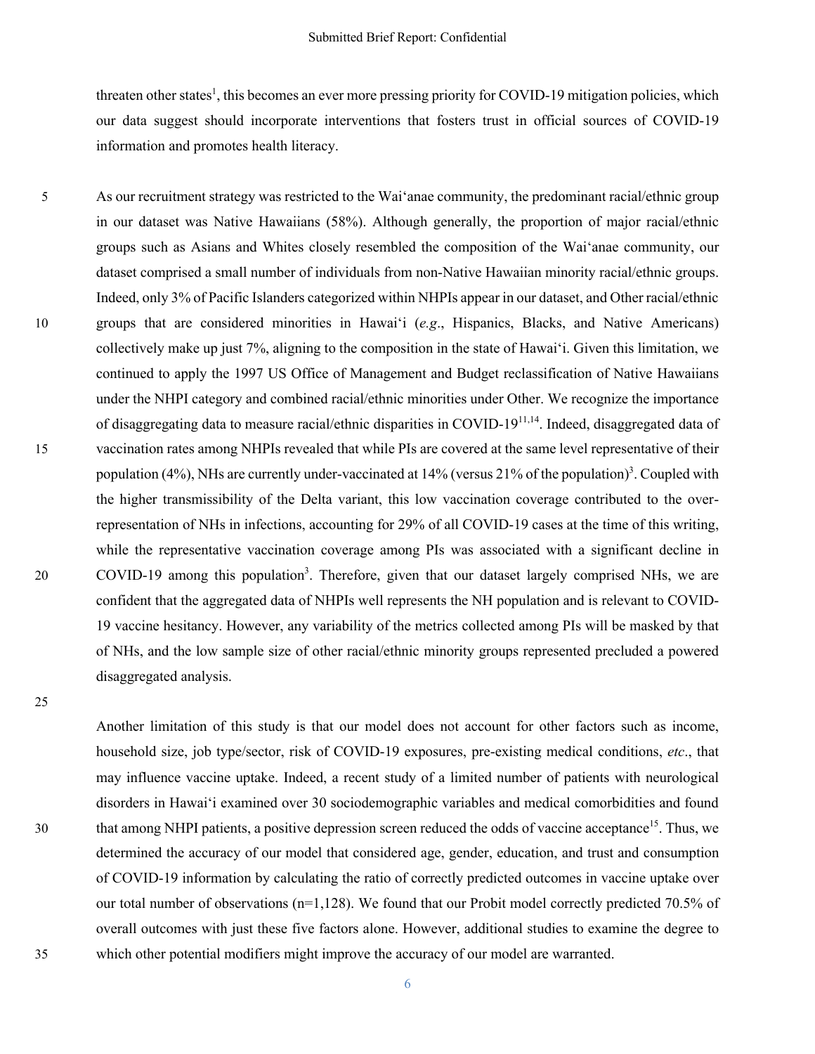threaten other states[1], this becomes an ever more pressing priority for COVID-19 mitigation policies, which our data suggest should incorporate interventions that fosters trust in official sources of COVID-19 information and promotes health literacy.

As our recruitment strategy was restricted to the Waiʻanae community, the predominant racial/ethnic group in our dataset was Native Hawaiians (58%). Although generally, the proportion of major racial/ethnic groups such as Asians and Whites closely resembled the composition of the Waiʻanae community, our dataset comprised a small number of individuals from non-Native Hawaiian minority racial/ethnic groups. Indeed, only 3% of Pacific Islanders categorized within NHPIs appear in our dataset, and Other racial/ethnic groups that are considered minorities in Hawaiʻi (*e.g*., Hispanics, Blacks, and Native Americans) collectively make up just 7%, aligning to the composition in the state of Hawaiʻi. Given this limitation, we continued to apply the 1997 US Office of Management and Budget reclassification of Native Hawaiians under the NHPI category and combined racial/ethnic minorities under Other. We recognize the importance of disaggregating data to measure racial/ethnic disparities in COVID-19[11,14]. Indeed, disaggregated data of vaccination rates among NHPIs revealed that while PIs are covered at the same level representative of their population (4%), NHs are currently under-vaccinated at 14% (versus 21% of the population)[3]. Coupled with the higher transmissibility of the Delta variant, this low vaccination coverage contributed to the over-representation of NHs in infections, accounting for 29% of all COVID-19 cases at the time of this writing, while the representative vaccination coverage among PIs was associated with a significant decline in COVID-19 among this population[3]. Therefore, given that our dataset largely comprised NHs, we are confident that the aggregated data of NHPIs well represents the NH population and is relevant to COVID-19 vaccine hesitancy. However, any variability of the metrics collected among PIs will be masked by that of NHs, and the low sample size of other racial/ethnic minority groups represented precluded a powered disaggregated analysis.

Another limitation of this study is that our model does not account for other factors such as income, household size, job type/sector, risk of COVID-19 exposures, pre-existing medical conditions, *etc*., that may influence vaccine uptake. Indeed, a recent study of a limited number of patients with neurological disorders in Hawaiʻi examined over 30 sociodemographic variables and medical comorbidities and found that among NHPI patients, a positive depression screen reduced the odds of vaccine acceptance[15]. Thus, we determined the accuracy of our model that considered age, gender, education, and trust and consumption of COVID-19 information by calculating the ratio of correctly predicted outcomes in vaccine uptake over our total number of observations (n=1,128). We found that our Probit model correctly predicted 70.5% of overall outcomes with just these five factors alone. However, additional studies to examine the degree to which other potential modifiers might improve the accuracy of our model are warranted.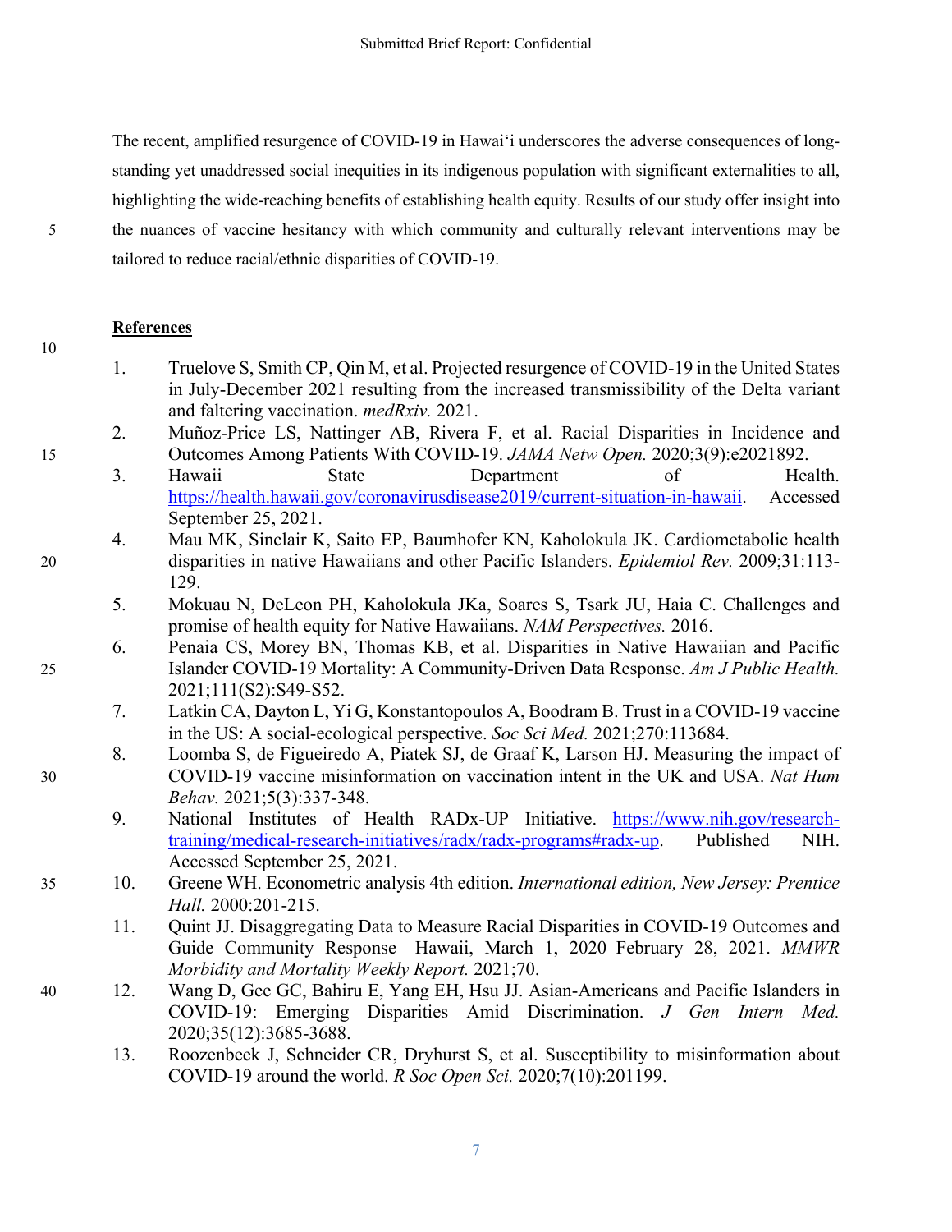The recent, amplified resurgence of COVID-19 in Hawai'i underscores the adverse consequences of long-standing yet unaddressed social inequities in its indigenous population with significant externalities to all, highlighting the wide-reaching benefits of establishing health equity. Results of our study offer insight into the nuances of vaccine hesitancy with which community and culturally relevant interventions may be tailored to reduce racial/ethnic disparities of COVID-19.

**References**

1. Truelove S, Smith CP, Qin M, et al. Projected resurgence of COVID-19 in the United States in July-December 2021 resulting from the increased transmissibility of the Delta variant and faltering vaccination. *medRxiv.* 2021.
2. Muñoz-Price LS, Nattinger AB, Rivera F, et al. Racial Disparities in Incidence and Outcomes Among Patients With COVID-19. *JAMA Netw Open.* 2020;3(9):e2021892.
3. Hawaii State Department of Health. https://health.hawaii.gov/coronavirusdisease2019/current-situation-in-hawaii. Accessed September 25, 2021.
4. Mau MK, Sinclair K, Saito EP, Baumhofer KN, Kaholokula JK. Cardiometabolic health disparities in native Hawaiians and other Pacific Islanders. *Epidemiol Rev.* 2009;31:113-129.
5. Mokuau N, DeLeon PH, Kaholokula JKa, Soares S, Tsark JU, Haia C. Challenges and promise of health equity for Native Hawaiians. *NAM Perspectives.* 2016.
6. Penaia CS, Morey BN, Thomas KB, et al. Disparities in Native Hawaiian and Pacific Islander COVID-19 Mortality: A Community-Driven Data Response. *Am J Public Health.* 2021;111(S2):S49-S52.
7. Latkin CA, Dayton L, Yi G, Konstantopoulos A, Boodram B. Trust in a COVID-19 vaccine in the US: A social-ecological perspective. *Soc Sci Med.* 2021;270:113684.
8. Loomba S, de Figueiredo A, Piatek SJ, de Graaf K, Larson HJ. Measuring the impact of COVID-19 vaccine misinformation on vaccination intent in the UK and USA. *Nat Hum Behav.* 2021;5(3):337-348.
9. National Institutes of Health RADx-UP Initiative. https://www.nih.gov/research-training/medical-research-initiatives/radx/radx-programs#radx-up. Published NIH. Accessed September 25, 2021.
10. Greene WH. Econometric analysis 4th edition. *International edition, New Jersey: Prentice Hall.* 2000:201-215.
11. Quint JJ. Disaggregating Data to Measure Racial Disparities in COVID-19 Outcomes and Guide Community Response—Hawaii, March 1, 2020–February 28, 2021. *MMWR Morbidity and Mortality Weekly Report.* 2021;70.
12. Wang D, Gee GC, Bahiru E, Yang EH, Hsu JJ. Asian-Americans and Pacific Islanders in COVID-19: Emerging Disparities Amid Discrimination. *J Gen Intern Med.* 2020;35(12):3685-3688.
13. Roozenbeek J, Schneider CR, Dryhurst S, et al. Susceptibility to misinformation about COVID-19 around the world. *R Soc Open Sci.* 2020;7(10):201199.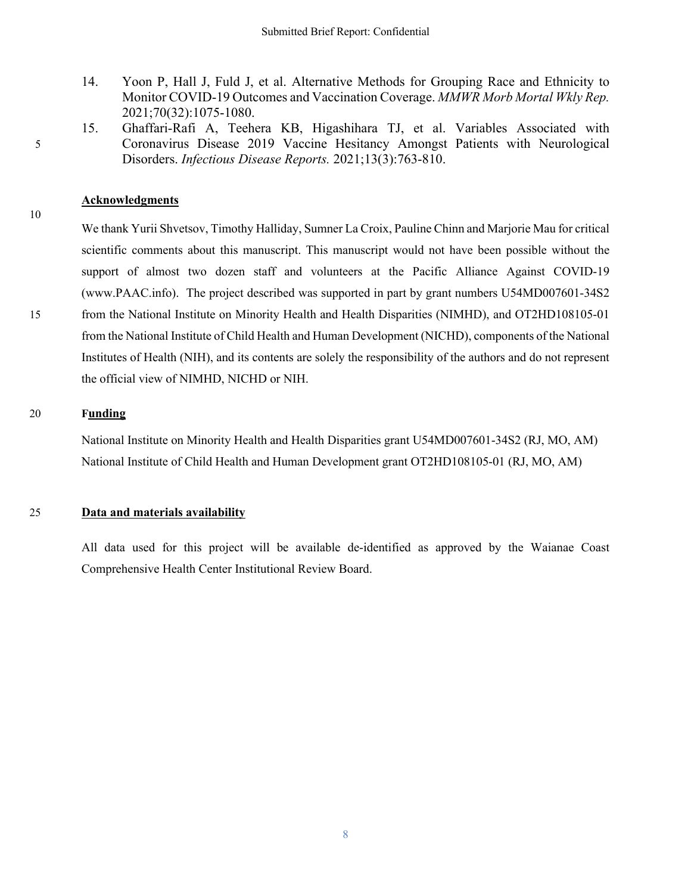14. Yoon P, Hall J, Fuld J, et al. Alternative Methods for Grouping Race and Ethnicity to Monitor COVID-19 Outcomes and Vaccination Coverage. *MMWR Morb Mortal Wkly Rep.* 2021;70(32):1075-1080.
15. Ghaffari-Rafi A, Teehera KB, Higashihara TJ, et al. Variables Associated with Coronavirus Disease 2019 Vaccine Hesitancy Amongst Patients with Neurological Disorders. *Infectious Disease Reports.* 2021;13(3):763-810.

## Acknowledgments

We thank Yurii Shvetsov, Timothy Halliday, Sumner La Croix, Pauline Chinn and Marjorie Mau for critical scientific comments about this manuscript. This manuscript would not have been possible without the support of almost two dozen staff and volunteers at the Pacific Alliance Against COVID-19 (www.PAAC.info). The project described was supported in part by grant numbers U54MD007601-34S2 from the National Institute on Minority Health and Health Disparities (NIMHD), and OT2HD108105-01 from the National Institute of Child Health and Human Development (NICHD), components of the National Institutes of Health (NIH), and its contents are solely the responsibility of the authors and do not represent the official view of NIMHD, NICHD or NIH.

## Funding

National Institute on Minority Health and Health Disparities grant U54MD007601-34S2 (RJ, MO, AM)
National Institute of Child Health and Human Development grant OT2HD108105-01 (RJ, MO, AM)

## Data and materials availability

All data used for this project will be available de-identified as approved by the Waianae Coast Comprehensive Health Center Institutional Review Board.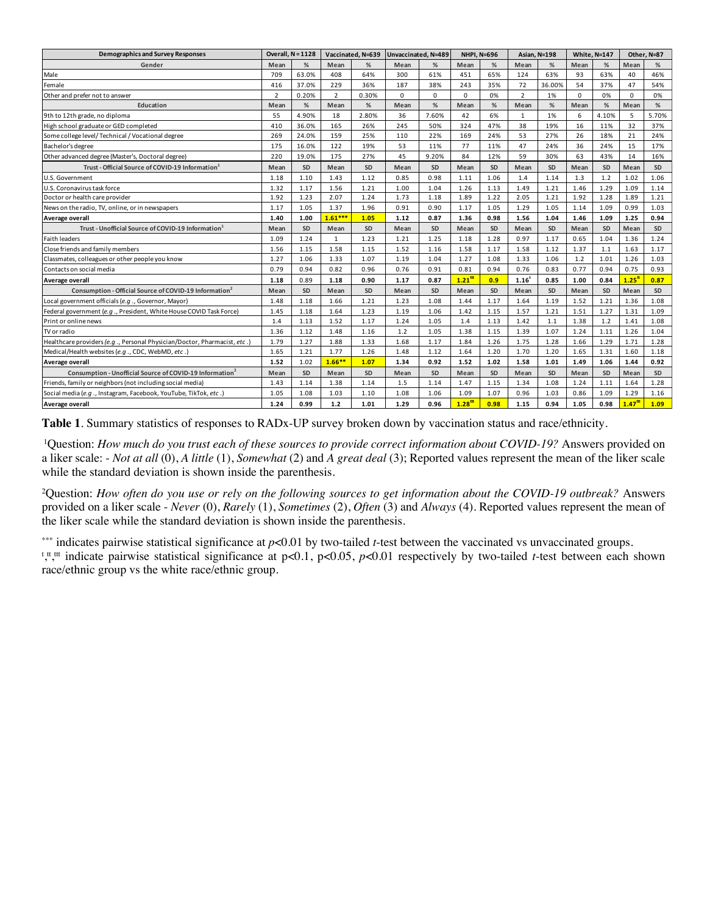| Demographics and Survey Responses | Overall, N = 1128 | | Vaccinated, N=639 | | Unvaccinated, N=489 | | NHPI, N=696 | | Asian, N=198 | | White, N=147 | | Other, N=87 | |
|---|---|---|---|---|---|---|---|---|---|---|---|---|---|---|
| **Gender** | Mean | % | Mean | % | Mean | % | Mean | % | Mean | % | Mean | % | Mean | % |
| Male | 709 | 63.0% | 408 | 64% | 300 | 61% | 451 | 65% | 124 | 63% | 93 | 63% | 40 | 46% |
| Female | 416 | 37.0% | 229 | 36% | 187 | 38% | 243 | 35% | 72 | 36.00% | 54 | 37% | 47 | 54% |
| Other and prefer not to answer | 2 | 0.20% | 2 | 0.30% | 0 | 0 | 0 | 0% | 2 | 1% | 0 | 0% | 0 | 0% |
| **Education** | Mean | % | Mean | % | Mean | % | Mean | % | Mean | % | Mean | % | Mean | % |
| 9th to 12th grade, no diploma | 55 | 4.90% | 18 | 2.80% | 36 | 7.60% | 42 | 6% | 1 | 1% | 6 | 4.10% | 5 | 5.70% |
| High school graduate or GED completed | 410 | 36.0% | 165 | 26% | 245 | 50% | 324 | 47% | 38 | 19% | 16 | 11% | 32 | 37% |
| Some college level/ Technical / Vocational degree | 269 | 24.0% | 159 | 25% | 110 | 22% | 169 | 24% | 53 | 27% | 26 | 18% | 21 | 24% |
| Bachelor's degree | 175 | 16.0% | 122 | 19% | 53 | 11% | 77 | 11% | 47 | 24% | 36 | 24% | 15 | 17% |
| Other advanced degree (Master's, Doctoral degree) | 220 | 19.0% | 175 | 27% | 45 | 9.20% | 84 | 12% | 59 | 30% | 63 | 43% | 14 | 16% |
| **Trust - Official Source of COVID-19 Information[1]** | Mean | SD | Mean | SD | Mean | SD | Mean | SD | Mean | SD | Mean | SD | Mean | SD |
| U.S. Government | 1.18 | 1.10 | 1.43 | 1.12 | 0.85 | 0.98 | 1.11 | 1.06 | 1.4 | 1.14 | 1.3 | 1.2 | 1.02 | 1.06 |
| U.S. Coronavirus task force | 1.32 | 1.17 | 1.56 | 1.21 | 1.00 | 1.04 | 1.26 | 1.13 | 1.49 | 1.21 | 1.46 | 1.29 | 1.09 | 1.14 |
| Doctor or health care provider | 1.92 | 1.23 | 2.07 | 1.24 | 1.73 | 1.18 | 1.89 | 1.22 | 2.05 | 1.21 | 1.92 | 1.28 | 1.89 | 1.21 |
| News on the radio, TV, online, or in newspapers | 1.17 | 1.05 | 1.37 | 1.96 | 0.91 | 0.90 | 1.17 | 1.05 | 1.29 | 1.05 | 1.14 | 1.09 | 0.99 | 1.03 |
| **Average overall** | **1.40** | **1.00** | **1.61*****  | **1.05** | **1.12** | **0.87** | **1.36** | **0.98** | **1.56** | **1.04** | **1.46** | **1.09** | **1.25** | **0.94** |
| **Trust - Unofficial Source of COVID-19 Information[1]** | Mean | SD | Mean | SD | Mean | SD | Mean | SD | Mean | SD | Mean | SD | Mean | SD |
| Faith leaders | 1.09 | 1.24 | 1 | 1.23 | 1.21 | 1.25 | 1.18 | 1.28 | 0.97 | 1.17 | 0.65 | 1.04 | 1.36 | 1.24 |
| Close friends and family members | 1.56 | 1.15 | 1.58 | 1.15 | 1.52 | 1.16 | 1.58 | 1.17 | 1.58 | 1.12 | 1.37 | 1.1 | 1.63 | 1.17 |
| Classmates, colleagues or other people you know | 1.27 | 1.06 | 1.33 | 1.07 | 1.19 | 1.04 | 1.27 | 1.08 | 1.33 | 1.06 | 1.2 | 1.01 | 1.26 | 1.03 |
| Contacts on social media | 0.79 | 0.94 | 0.82 | 0.96 | 0.76 | 0.91 | 0.81 | 0.94 | 0.76 | 0.83 | 0.77 | 0.94 | 0.75 | 0.93 |
| **Average overall** | **1.18** | **0.89** | **1.18** | **0.90** | **1.17** | **0.87** | **1.21[ttt]** | **0.9** | **1.16[t]** | **0.85** | **1.00** | **0.84** | **1.25[tt]** | **0.87** |
| **Consumption - Official Source of COVID-19 Information[2]** | Mean | SD | Mean | SD | Mean | SD | Mean | SD | Mean | SD | Mean | SD | Mean | SD |
| Local government officials (*e.g.*, Governor, Mayor) | 1.48 | 1.18 | 1.66 | 1.21 | 1.23 | 1.08 | 1.44 | 1.17 | 1.64 | 1.19 | 1.52 | 1.21 | 1.36 | 1.08 |
| Federal government (*e.g.*, President, White House COVID Task Force) | 1.45 | 1.18 | 1.64 | 1.23 | 1.19 | 1.06 | 1.42 | 1.15 | 1.57 | 1.21 | 1.51 | 1.27 | 1.31 | 1.09 |
| Print or online news | 1.4 | 1.13 | 1.52 | 1.17 | 1.24 | 1.05 | 1.4 | 1.13 | 1.42 | 1.1 | 1.38 | 1.2 | 1.41 | 1.08 |
| TV or radio | 1.36 | 1.12 | 1.48 | 1.16 | 1.2 | 1.05 | 1.38 | 1.15 | 1.39 | 1.07 | 1.24 | 1.11 | 1.26 | 1.04 |
| Healthcare providers (*e.g.*, Personal Physician/Doctor, Pharmacist, *etc.*) | 1.79 | 1.27 | 1.88 | 1.33 | 1.68 | 1.17 | 1.84 | 1.26 | 1.75 | 1.28 | 1.66 | 1.29 | 1.71 | 1.28 |
| Medical/Health websites (*e.g.*, CDC, WebMD, *etc.*) | 1.65 | 1.21 | 1.77 | 1.26 | 1.48 | 1.12 | 1.64 | 1.20 | 1.70 | 1.20 | 1.65 | 1.31 | 1.60 | 1.18 |
| **Average overall** | **1.52** | **1.02** | **1.66**** | **1.07** | **1.34** | **0.92** | **1.52** | **1.02** | **1.58** | **1.01** | **1.49** | **1.06** | **1.44** | **0.92** |
| **Consumption - Unofficial Source of COVID-19 Information[2]** | Mean | SD | Mean | SD | Mean | SD | Mean | SD | Mean | SD | Mean | SD | Mean | SD |
| Friends, family or neighbors (not including social media) | 1.43 | 1.14 | 1.38 | 1.14 | 1.5 | 1.14 | 1.47 | 1.15 | 1.34 | 1.08 | 1.24 | 1.11 | 1.64 | 1.28 |
| Social media (*e.g.*, Instagram, Facebook, YouTube, TikTok, *etc.*) | 1.05 | 1.08 | 1.03 | 1.10 | 1.08 | 1.06 | 1.09 | 1.07 | 0.96 | 1.03 | 0.86 | 1.09 | 1.29 | 1.16 |
| **Average overall** | **1.24** | **0.99** | **1.2** | **1.01** | **1.29** | **0.96** | **1.28[ttt]** | **0.98** | **1.15** | **0.94** | **1.05** | **0.98** | **1.47[ttt]** | **1.09** |

**Table 1**. Summary statistics of responses to RADx-UP survey broken down by vaccination status and race/ethnicity.

[1]Question: *How much do you trust each of these sources to provide correct information about COVID-19?* Answers provided on a liker scale: - *Not at all* (0), *A little* (1), *Somewhat* (2) and *A great deal* (3); Reported values represent the mean of the liker scale while the standard deviation is shown inside the parenthesis.

[2]Question: *How often do you use or rely on the following sources to get information about the COVID-19 outbreak?* Answers provided on a liker scale - *Never* (0), *Rarely* (1), *Sometimes* (2), *Often* (3) and *Always* (4). Reported values represent the mean of the liker scale while the standard deviation is shown inside the parenthesis.

*** indicates pairwise statistical significance at $p<0.01$ by two-tailed *t*-test between the vaccinated vs unvaccinated groups.

[t],[tt],[ttt] indicate pairwise statistical significance at $p<0.1$, $p<0.05$, $p<0.01$ respectively by two-tailed *t*-test between each shown race/ethnic group vs the white race/ethnic group.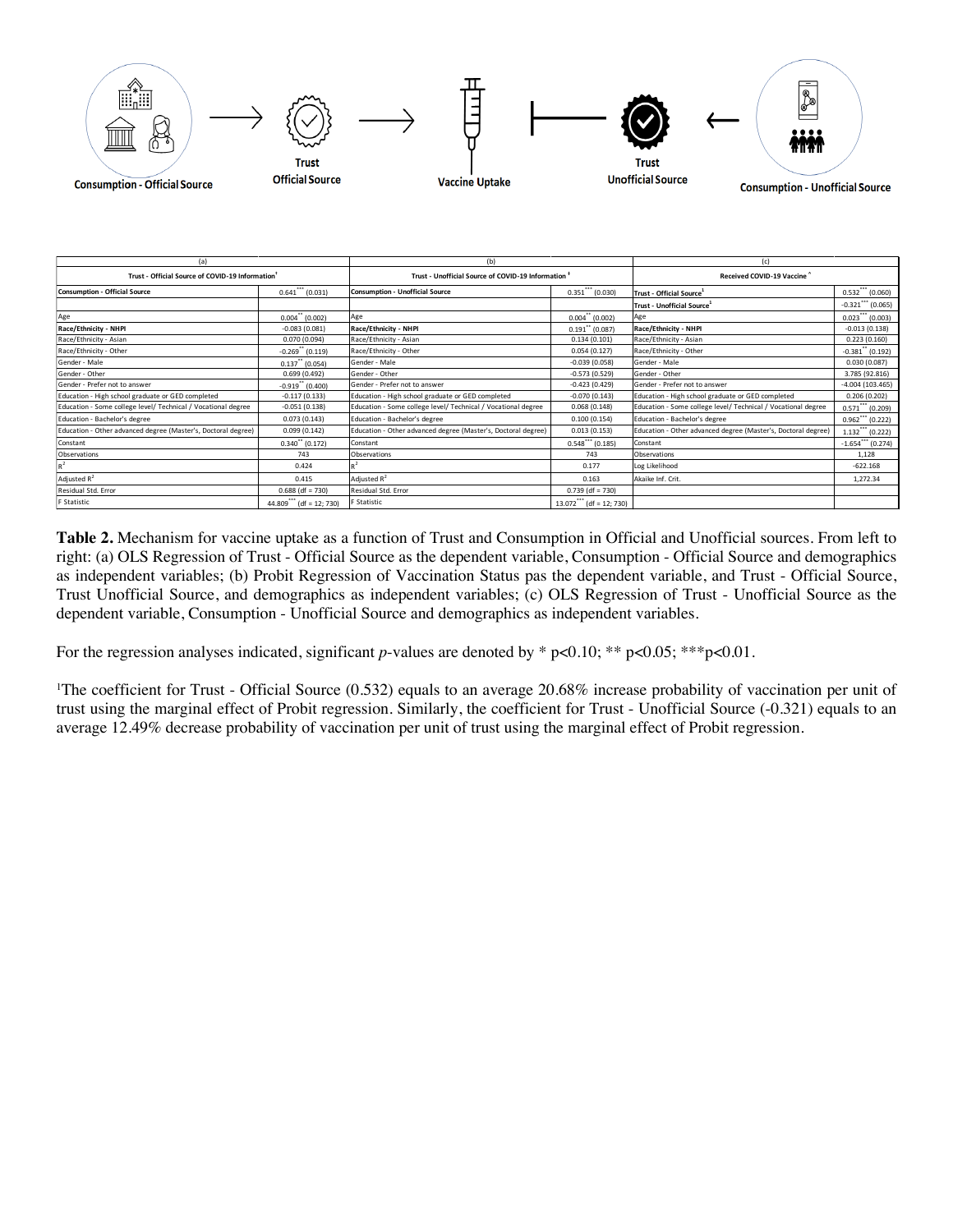Trust Official Source

Consumption - Official Source

Vaccine Uptake

Trust Unofficial Source

Consumption - Unofficial Source

| (a) | | (b) | | (c) | |
|---|---|---|---|---|---|
| Trust - Official Source of COVID-19 Information[1] | | Trust - Unofficial Source of COVID-19 Information[1] | | Received COVID-19 Vaccine[^] | |
| **Consumption - Official Source** | 0.641*** (0.031) | **Consumption - Unofficial Source** | 0.351*** (0.030) | **Trust - Official Source[1]** | 0.532*** (0.060) |
| | | | | **Trust - Unofficial Source[1]** | -0.321*** (0.065) |
| Age | 0.004** (0.002) | Age | 0.004** (0.002) | Age | 0.023*** (0.003) |
| **Race/Ethnicity - NHPI** | -0.083 (0.081) | **Race/Ethnicity - NHPI** | 0.191** (0.087) | **Race/Ethnicity - NHPI** | -0.013 (0.138) |
| Race/Ethnicity - Asian | 0.070 (0.094) | Race/Ethnicity - Asian | 0.134 (0.101) | Race/Ethnicity - Asian | 0.223 (0.160) |
| Race/Ethnicity - Other | -0.269** (0.119) | Race/Ethnicity - Other | 0.054 (0.127) | Race/Ethnicity - Other | -0.381** (0.192) |
| Gender - Male | 0.137** (0.054) | Gender - Male | -0.039 (0.058) | Gender - Male | 0.030 (0.087) |
| Gender - Other | 0.699 (0.492) | Gender - Other | -0.573 (0.529) | Gender - Other | 3.785 (92.816) |
| Gender - Prefer not to answer | -0.919** (0.400) | Gender - Prefer not to answer | -0.423 (0.429) | Gender - Prefer not to answer | -4.004 (103.465) |
| Education - High school graduate or GED completed | -0.117 (0.133) | Education - High school graduate or GED completed | -0.070 (0.143) | Education - High school graduate or GED completed | 0.206 (0.202) |
| Education - Some college level/ Technical / Vocational degree | -0.051 (0.138) | Education - Some college level/ Technical / Vocational degree | 0.068 (0.148) | Education - Some college level/ Technical / Vocational degree | 0.571*** (0.209) |
| Education - Bachelor's degree | 0.073 (0.143) | Education - Bachelor's degree | 0.100 (0.154) | Education - Bachelor's degree | 0.962*** (0.222) |
| Education - Other advanced degree (Master's, Doctoral degree) | 0.099 (0.142) | Education - Other advanced degree (Master's, Doctoral degree) | 0.013 (0.153) | Education - Other advanced degree (Master's, Doctoral degree) | 1.132*** (0.222) |
| Constant | 0.340** (0.172) | Constant | 0.548*** (0.185) | Constant | -1.654*** (0.274) |
| Observations | 743 | Observations | 743 | Observations | 1,128 |
| $R^2$ | 0.424 | $R^2$ | 0.177 | Log Likelihood | -622.168 |
| Adjusted $R^2$ | 0.415 | Adjusted $R^2$ | 0.163 | Akaike Inf. Crit. | 1,272.34 |
| Residual Std. Error | 0.688 (df = 730) | Residual Std. Error | 0.739 (df = 730) | | |
| F Statistic | 44.809*** (df = 12; 730) | F Statistic | 13.072*** (df = 12; 730) | | |

**Table 2.** Mechanism for vaccine uptake as a function of Trust and Consumption in Official and Unofficial sources. From left to right: (a) OLS Regression of Trust - Official Source as the dependent variable, Consumption - Official Source and demographics as independent variables; (b) Probit Regression of Vaccination Status pas the dependent variable, and Trust - Official Source, Trust Unofficial Source, and demographics as independent variables; (c) OLS Regression of Trust - Unofficial Source as the dependent variable, Consumption - Unofficial Source and demographics as independent variables.

For the regression analyses indicated, significant *p*-values are denoted by * p<0.10; ** p<0.05; ***p<0.01.

[1]The coefficient for Trust - Official Source (0.532) equals to an average 20.68% increase probability of vaccination per unit of trust using the marginal effect of Probit regression. Similarly, the coefficient for Trust - Unofficial Source (-0.321) equals to an average 12.49% decrease probability of vaccination per unit of trust using the marginal effect of Probit regression.